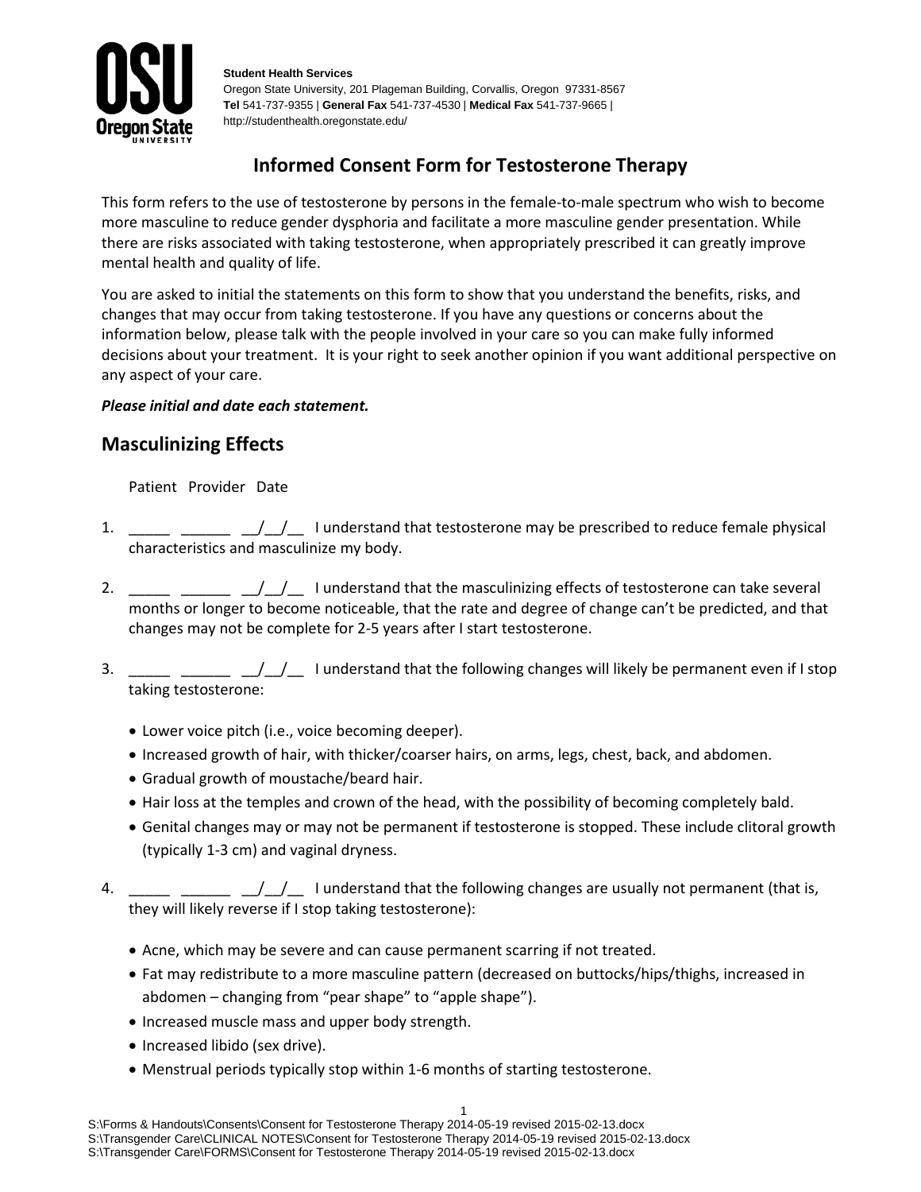**Student Health Services**
Oregon State University, 201 Plageman Building, Corvallis, Oregon 97331-8567
**Tel** 541-737-9355 | **General Fax** 541-737-4530 | **Medical Fax** 541-737-9665 |
http://studenthealth.oregonstate.edu/

# Informed Consent Form for Testosterone Therapy

This form refers to the use of testosterone by persons in the female-to-male spectrum who wish to become more masculine to reduce gender dysphoria and facilitate a more masculine gender presentation. While there are risks associated with taking testosterone, when appropriately prescribed it can greatly improve mental health and quality of life.

You are asked to initial the statements on this form to show that you understand the benefits, risks, and changes that may occur from taking testosterone. If you have any questions or concerns about the information below, please talk with the people involved in your care so you can make fully informed decisions about your treatment. It is your right to seek another opinion if you want additional perspective on any aspect of your care.

***Please initial and date each statement.***

## Masculinizing Effects

Patient Provider Date

1. _____ ______ __/__/__ I understand that testosterone may be prescribed to reduce female physical characteristics and masculinize my body.

2. _____ ______ __/__/__ I understand that the masculinizing effects of testosterone can take several months or longer to become noticeable, that the rate and degree of change can't be predicted, and that changes may not be complete for 2-5 years after I start testosterone.

3. _____ ______ __/__/__ I understand that the following changes will likely be permanent even if I stop taking testosterone:

   - Lower voice pitch (i.e., voice becoming deeper).
   - Increased growth of hair, with thicker/coarser hairs, on arms, legs, chest, back, and abdomen.
   - Gradual growth of moustache/beard hair.
   - Hair loss at the temples and crown of the head, with the possibility of becoming completely bald.
   - Genital changes may or may not be permanent if testosterone is stopped. These include clitoral growth (typically 1-3 cm) and vaginal dryness.

4. _____ ______ __/__/__ I understand that the following changes are usually not permanent (that is, they will likely reverse if I stop taking testosterone):

   - Acne, which may be severe and can cause permanent scarring if not treated.
   - Fat may redistribute to a more masculine pattern (decreased on buttocks/hips/thighs, increased in abdomen – changing from "pear shape" to "apple shape").
   - Increased muscle mass and upper body strength.
   - Increased libido (sex drive).
   - Menstrual periods typically stop within 1-6 months of starting testosterone.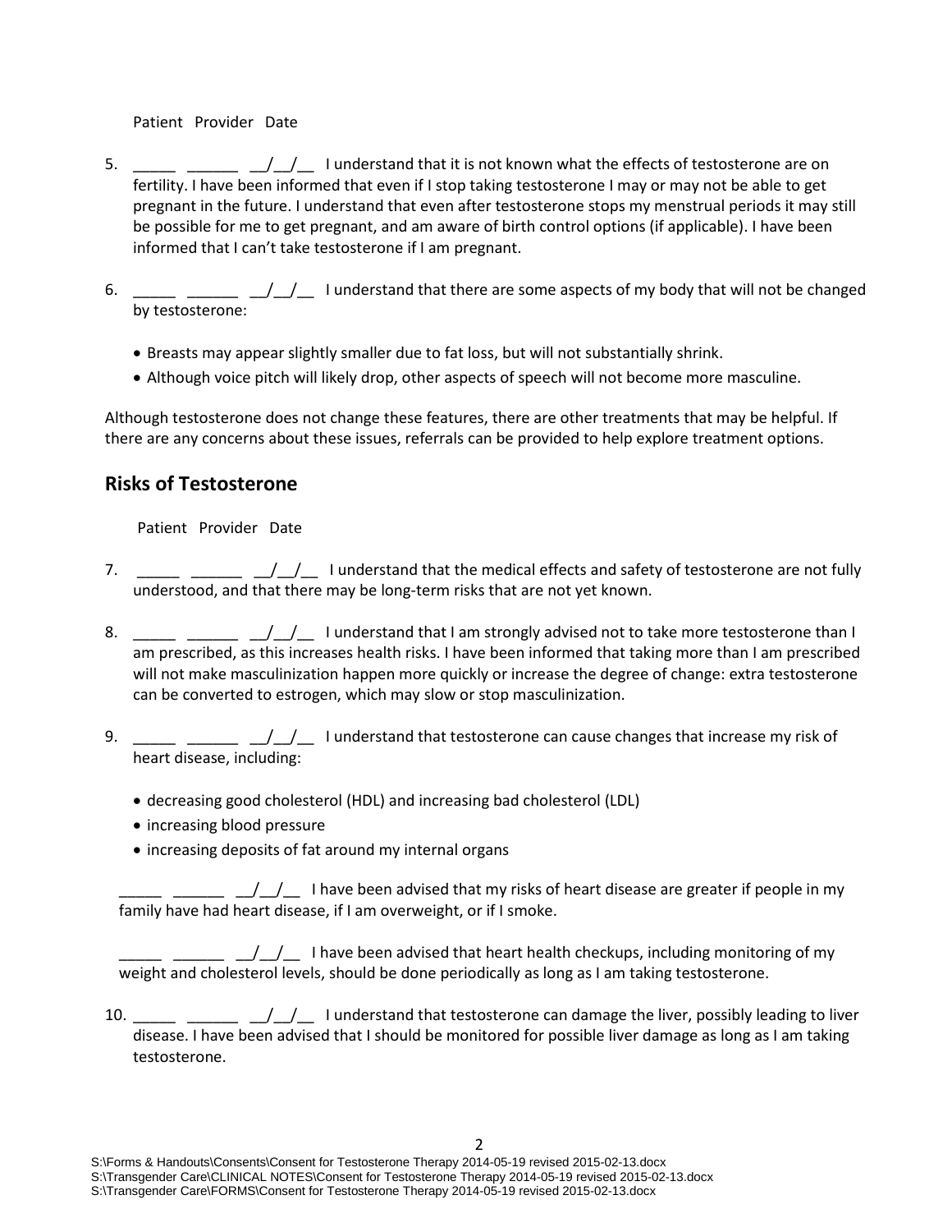Patient Provider Date

5. _____ ______ __/__/__ I understand that it is not known what the effects of testosterone are on fertility. I have been informed that even if I stop taking testosterone I may or may not be able to get pregnant in the future. I understand that even after testosterone stops my menstrual periods it may still be possible for me to get pregnant, and am aware of birth control options (if applicable). I have been informed that I can't take testosterone if I am pregnant.

6. _____ ______ __/__/__ I understand that there are some aspects of my body that will not be changed by testosterone:

   - Breasts may appear slightly smaller due to fat loss, but will not substantially shrink.
   - Although voice pitch will likely drop, other aspects of speech will not become more masculine.

Although testosterone does not change these features, there are other treatments that may be helpful. If there are any concerns about these issues, referrals can be provided to help explore treatment options.

## Risks of Testosterone

Patient Provider Date

7. _____ ______ __/__/__ I understand that the medical effects and safety of testosterone are not fully understood, and that there may be long-term risks that are not yet known.

8. _____ ______ __/__/__ I understand that I am strongly advised not to take more testosterone than I am prescribed, as this increases health risks. I have been informed that taking more than I am prescribed will not make masculinization happen more quickly or increase the degree of change: extra testosterone can be converted to estrogen, which may slow or stop masculinization.

9. _____ ______ __/__/__ I understand that testosterone can cause changes that increase my risk of heart disease, including:

   - decreasing good cholesterol (HDL) and increasing bad cholesterol (LDL)
   - increasing blood pressure
   - increasing deposits of fat around my internal organs

   _____ ______ __/__/__ I have been advised that my risks of heart disease are greater if people in my family have had heart disease, if I am overweight, or if I smoke.

   _____ ______ __/__/__ I have been advised that heart health checkups, including monitoring of my weight and cholesterol levels, should be done periodically as long as I am taking testosterone.

10. _____ ______ __/__/__ I understand that testosterone can damage the liver, possibly leading to liver disease. I have been advised that I should be monitored for possible liver damage as long as I am taking testosterone.

S:\Forms & Handouts\Consents\Consent for Testosterone Therapy 2014-05-19 revised 2015-02-13.docx
S:\Transgender Care\CLINICAL NOTES\Consent for Testosterone Therapy 2014-05-19 revised 2015-02-13.docx
S:\Transgender Care\FORMS\Consent for Testosterone Therapy 2014-05-19 revised 2015-02-13.docx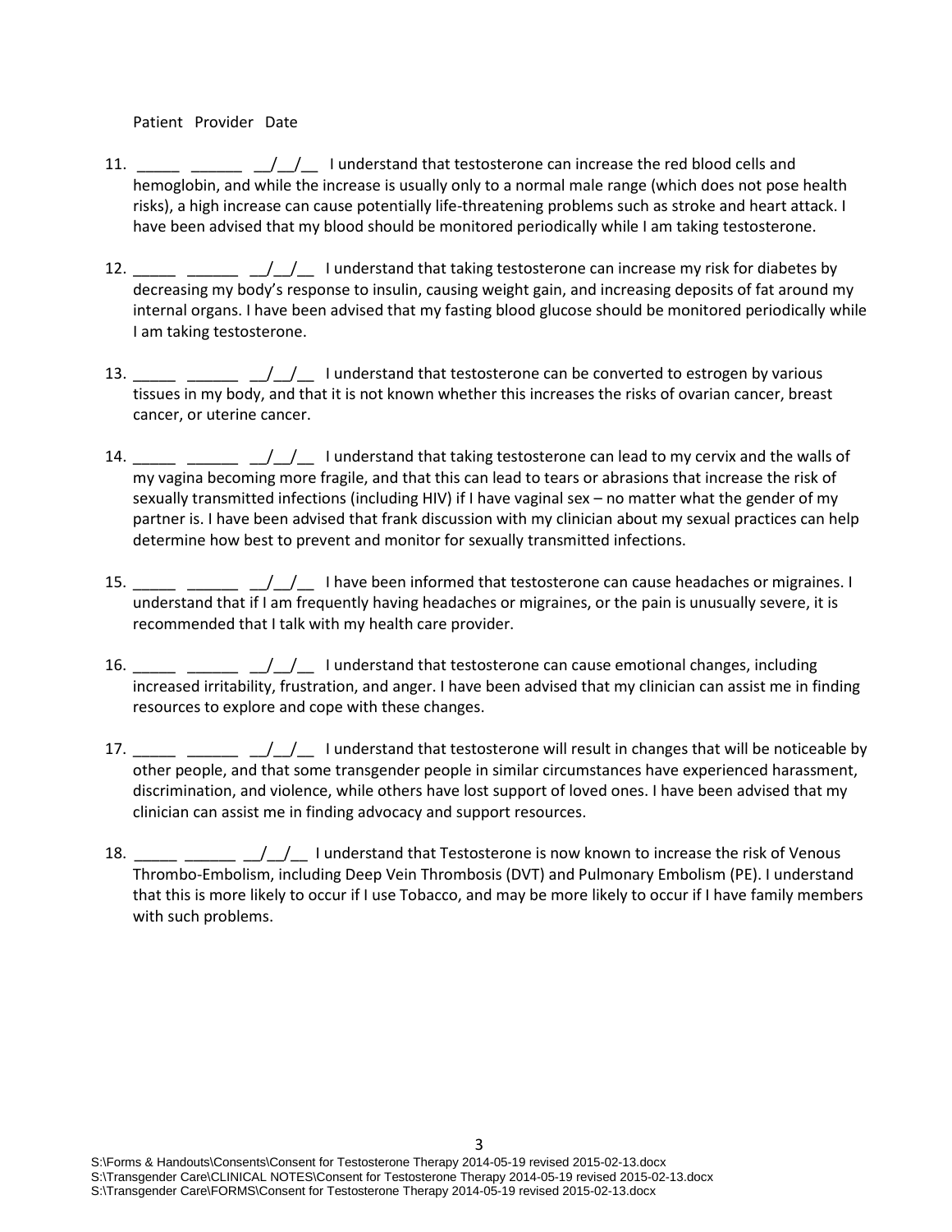Patient Provider Date

11. _____ ______ __/__/__ I understand that testosterone can increase the red blood cells and hemoglobin, and while the increase is usually only to a normal male range (which does not pose health risks), a high increase can cause potentially life-threatening problems such as stroke and heart attack. I have been advised that my blood should be monitored periodically while I am taking testosterone.

12. _____ ______ __/__/__ I understand that taking testosterone can increase my risk for diabetes by decreasing my body's response to insulin, causing weight gain, and increasing deposits of fat around my internal organs. I have been advised that my fasting blood glucose should be monitored periodically while I am taking testosterone.

13. _____ ______ __/__/__ I understand that testosterone can be converted to estrogen by various tissues in my body, and that it is not known whether this increases the risks of ovarian cancer, breast cancer, or uterine cancer.

14. _____ ______ __/__/__ I understand that taking testosterone can lead to my cervix and the walls of my vagina becoming more fragile, and that this can lead to tears or abrasions that increase the risk of sexually transmitted infections (including HIV) if I have vaginal sex – no matter what the gender of my partner is. I have been advised that frank discussion with my clinician about my sexual practices can help determine how best to prevent and monitor for sexually transmitted infections.

15. _____ ______ __/__/__ I have been informed that testosterone can cause headaches or migraines. I understand that if I am frequently having headaches or migraines, or the pain is unusually severe, it is recommended that I talk with my health care provider.

16. _____ ______ __/__/__ I understand that testosterone can cause emotional changes, including increased irritability, frustration, and anger. I have been advised that my clinician can assist me in finding resources to explore and cope with these changes.

17. _____ ______ __/__/__ I understand that testosterone will result in changes that will be noticeable by other people, and that some transgender people in similar circumstances have experienced harassment, discrimination, and violence, while others have lost support of loved ones. I have been advised that my clinician can assist me in finding advocacy and support resources.

18. _____ ______ __/__/__ I understand that Testosterone is now known to increase the risk of Venous Thrombo-Embolism, including Deep Vein Thrombosis (DVT) and Pulmonary Embolism (PE). I understand that this is more likely to occur if I use Tobacco, and may be more likely to occur if I have family members with such problems.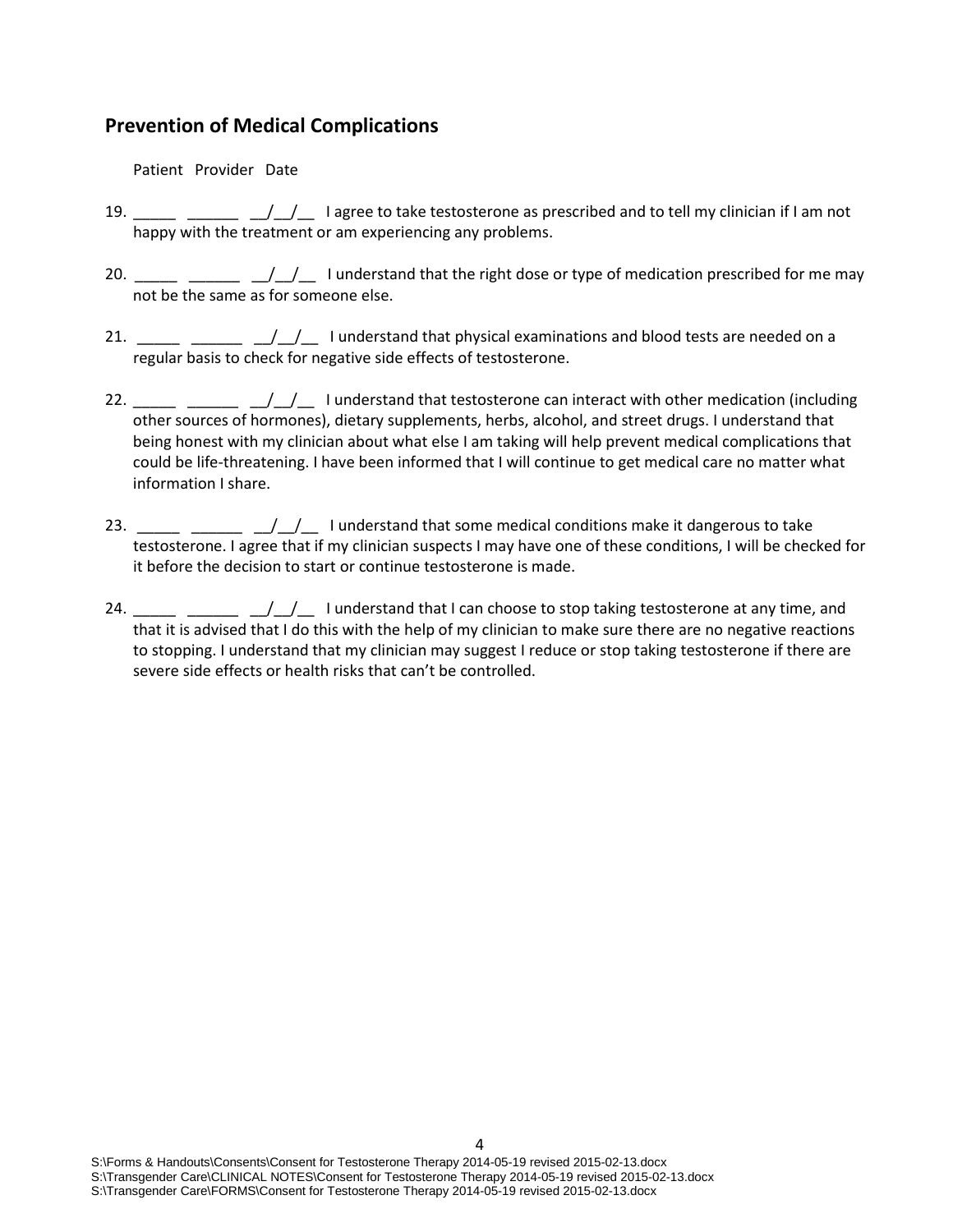## Prevention of Medical Complications

Patient Provider Date

19. _____ ______ __/__/__ I agree to take testosterone as prescribed and to tell my clinician if I am not happy with the treatment or am experiencing any problems.

20. _____ ______ __/__/__ I understand that the right dose or type of medication prescribed for me may not be the same as for someone else.

21. _____ ______ __/__/__ I understand that physical examinations and blood tests are needed on a regular basis to check for negative side effects of testosterone.

22. _____ ______ __/__/__ I understand that testosterone can interact with other medication (including other sources of hormones), dietary supplements, herbs, alcohol, and street drugs. I understand that being honest with my clinician about what else I am taking will help prevent medical complications that could be life-threatening. I have been informed that I will continue to get medical care no matter what information I share.

23. _____ ______ __/__/__ I understand that some medical conditions make it dangerous to take testosterone. I agree that if my clinician suspects I may have one of these conditions, I will be checked for it before the decision to start or continue testosterone is made.

24. _____ ______ __/__/__ I understand that I can choose to stop taking testosterone at any time, and that it is advised that I do this with the help of my clinician to make sure there are no negative reactions to stopping. I understand that my clinician may suggest I reduce or stop taking testosterone if there are severe side effects or health risks that can't be controlled.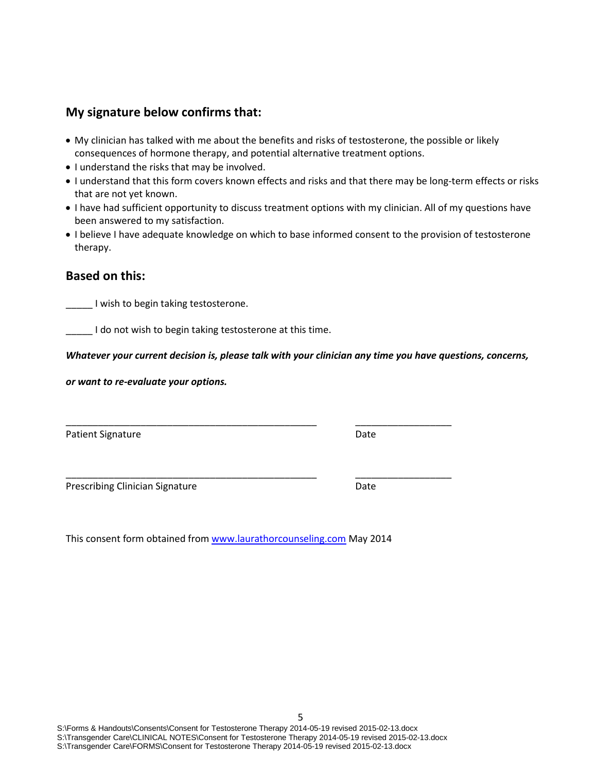## My signature below confirms that:

- My clinician has talked with me about the benefits and risks of testosterone, the possible or likely consequences of hormone therapy, and potential alternative treatment options.
- I understand the risks that may be involved.
- I understand that this form covers known effects and risks and that there may be long-term effects or risks that are not yet known.
- I have had sufficient opportunity to discuss treatment options with my clinician. All of my questions have been answered to my satisfaction.
- I believe I have adequate knowledge on which to base informed consent to the provision of testosterone therapy.

## Based on this:

_____ I wish to begin taking testosterone.

_____ I do not wish to begin taking testosterone at this time.

***Whatever your current decision is, please talk with your clinician any time you have questions, concerns, or want to re-evaluate your options.***

_______________________________________________ ________________

Patient Signature Date

_______________________________________________ ________________

Prescribing Clinician Signature Date

This consent form obtained from www.laurathorcounseling.com May 2014

S:\Forms & Handouts\Consents\Consent for Testosterone Therapy 2014-05-19 revised 2015-02-13.docx
S:\Transgender Care\CLINICAL NOTES\Consent for Testosterone Therapy 2014-05-19 revised 2015-02-13.docx
S:\Transgender Care\FORMS\Consent for Testosterone Therapy 2014-05-19 revised 2015-02-13.docx